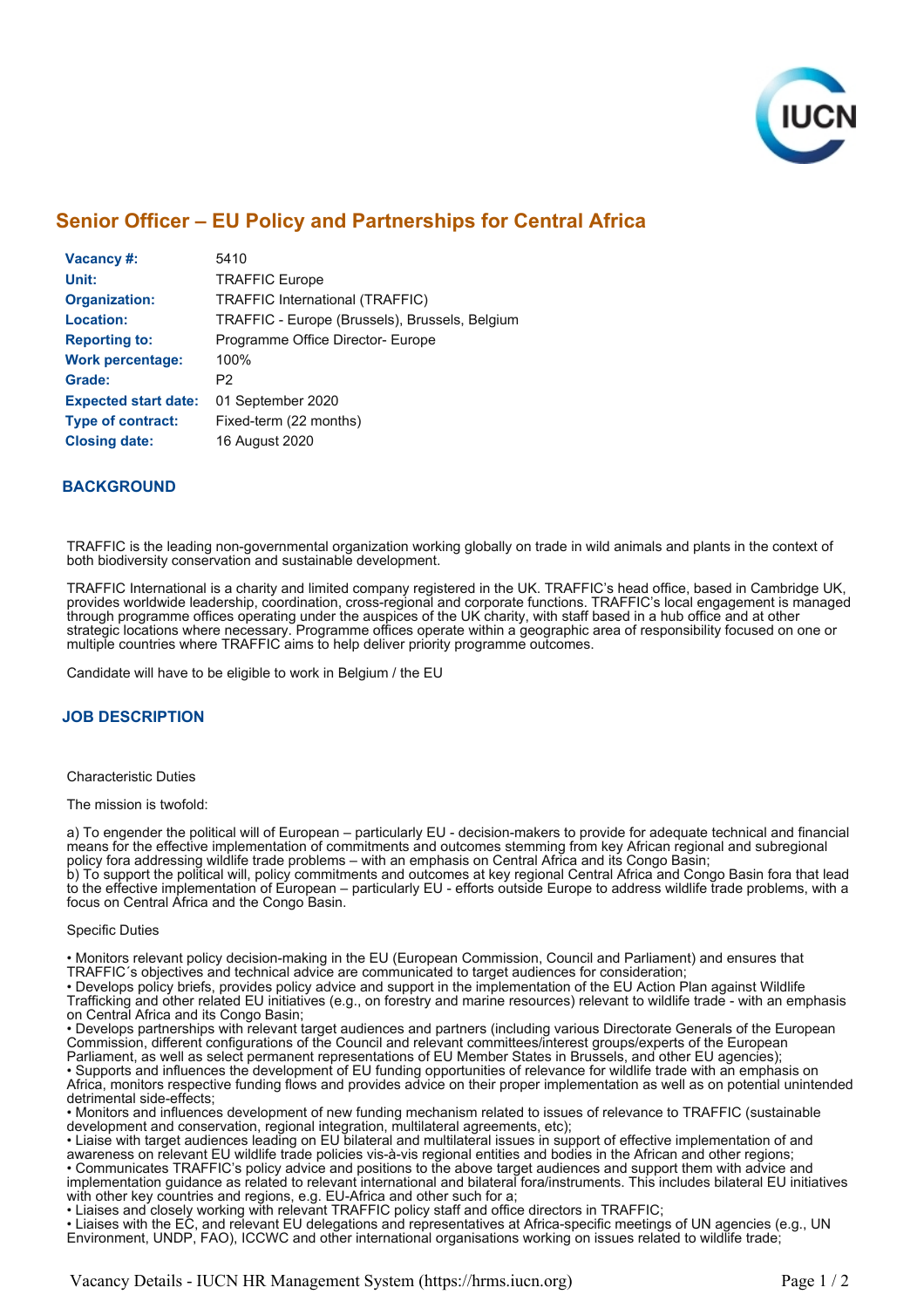# Senior Officer – EU Policy and Partnerships for Central Africa

| | |
|---|---|
| **Vacancy #:** | 5410 |
| **Unit:** | TRAFFIC Europe |
| **Organization:** | TRAFFIC International (TRAFFIC) |
| **Location:** | TRAFFIC - Europe (Brussels), Brussels, Belgium |
| **Reporting to:** | Programme Office Director- Europe |
| **Work percentage:** | 100% |
| **Grade:** | P2 |
| **Expected start date:** | 01 September 2020 |
| **Type of contract:** | Fixed-term (22 months) |
| **Closing date:** | 16 August 2020 |

## BACKGROUND

TRAFFIC is the leading non-governmental organization working globally on trade in wild animals and plants in the context of both biodiversity conservation and sustainable development.

TRAFFIC International is a charity and limited company registered in the UK. TRAFFIC's head office, based in Cambridge UK, provides worldwide leadership, coordination, cross-regional and corporate functions. TRAFFIC's local engagement is managed through programme offices operating under the auspices of the UK charity, with staff based in a hub office and at other strategic locations where necessary. Programme offices operate within a geographic area of responsibility focused on one or multiple countries where TRAFFIC aims to help deliver priority programme outcomes.

Candidate will have to be eligible to work in Belgium / the EU

## JOB DESCRIPTION

Characteristic Duties

The mission is twofold:

a) To engender the political will of European – particularly EU - decision-makers to provide for adequate technical and financial means for the effective implementation of commitments and outcomes stemming from key African regional and subregional policy fora addressing wildlife trade problems – with an emphasis on Central Africa and its Congo Basin;
b) To support the political will, policy commitments and outcomes at key regional Central Africa and Congo Basin fora that lead to the effective implementation of European – particularly EU - efforts outside Europe to address wildlife trade problems, with a focus on Central Africa and the Congo Basin.

Specific Duties

• Monitors relevant policy decision-making in the EU (European Commission, Council and Parliament) and ensures that TRAFFIC´s objectives and technical advice are communicated to target audiences for consideration;
• Develops policy briefs, provides policy advice and support in the implementation of the EU Action Plan against Wildlife Trafficking and other related EU initiatives (e.g., on forestry and marine resources) relevant to wildlife trade - with an emphasis on Central Africa and its Congo Basin;
• Develops partnerships with relevant target audiences and partners (including various Directorate Generals of the European Commission, different configurations of the Council and relevant committees/interest groups/experts of the European Parliament, as well as select permanent representations of EU Member States in Brussels, and other EU agencies);
• Supports and influences the development of EU funding opportunities of relevance for wildlife trade with an emphasis on Africa, monitors respective funding flows and provides advice on their proper implementation as well as on potential unintended detrimental side-effects;
• Monitors and influences development of new funding mechanism related to issues of relevance to TRAFFIC (sustainable development and conservation, regional integration, multilateral agreements, etc);
• Liaise with target audiences leading on EU bilateral and multilateral issues in support of effective implementation of and awareness on relevant EU wildlife trade policies vis-à-vis regional entities and bodies in the African and other regions;
• Communicates TRAFFIC's policy advice and positions to the above target audiences and support them with advice and implementation guidance as related to relevant international and bilateral fora/instruments. This includes bilateral EU initiatives with other key countries and regions, e.g. EU-Africa and other such for a;
• Liaises and closely working with relevant TRAFFIC policy staff and office directors in TRAFFIC;
• Liaises with the EC, and relevant EU delegations and representatives at Africa-specific meetings of UN agencies (e.g., UN Environment, UNDP, FAO), ICCWC and other international organisations working on issues related to wildlife trade;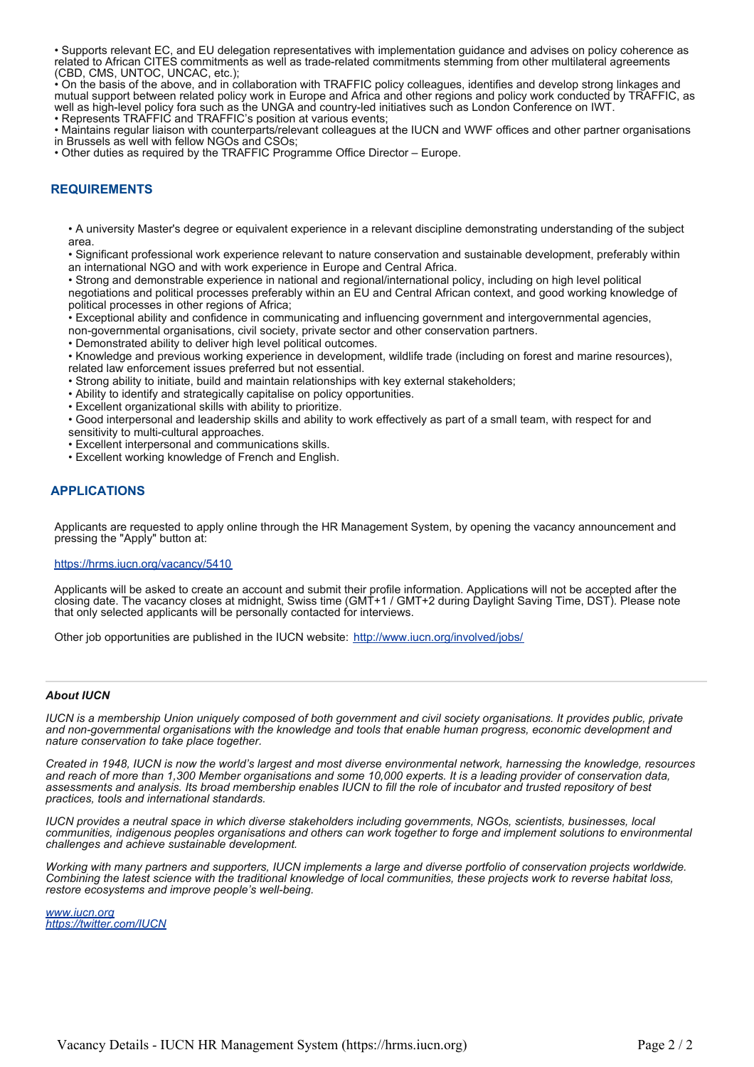- Supports relevant EC, and EU delegation representatives with implementation guidance and advises on policy coherence as related to African CITES commitments as well as trade-related commitments stemming from other multilateral agreements (CBD, CMS, UNTOC, UNCAC, etc.);
- On the basis of the above, and in collaboration with TRAFFIC policy colleagues, identifies and develop strong linkages and mutual support between related policy work in Europe and Africa and other regions and policy work conducted by TRAFFIC, as well as high-level policy fora such as the UNGA and country-led initiatives such as London Conference on IWT.
- Represents TRAFFIC and TRAFFIC's position at various events;
- Maintains regular liaison with counterparts/relevant colleagues at the IUCN and WWF offices and other partner organisations in Brussels as well with fellow NGOs and CSOs;
- Other duties as required by the TRAFFIC Programme Office Director – Europe.

## REQUIREMENTS

- A university Master's degree or equivalent experience in a relevant discipline demonstrating understanding of the subject area.
- Significant professional work experience relevant to nature conservation and sustainable development, preferably within an international NGO and with work experience in Europe and Central Africa.
- Strong and demonstrable experience in national and regional/international policy, including on high level political negotiations and political processes preferably within an EU and Central African context, and good working knowledge of political processes in other regions of Africa;
- Exceptional ability and confidence in communicating and influencing government and intergovernmental agencies, non-governmental organisations, civil society, private sector and other conservation partners.
- Demonstrated ability to deliver high level political outcomes.
- Knowledge and previous working experience in development, wildlife trade (including on forest and marine resources), related law enforcement issues preferred but not essential.
- Strong ability to initiate, build and maintain relationships with key external stakeholders;
- Ability to identify and strategically capitalise on policy opportunities.
- Excellent organizational skills with ability to prioritize.
- Good interpersonal and leadership skills and ability to work effectively as part of a small team, with respect for and sensitivity to multi-cultural approaches.
- Excellent interpersonal and communications skills.
- Excellent working knowledge of French and English.

## APPLICATIONS

Applicants are requested to apply online through the HR Management System, by opening the vacancy announcement and pressing the "Apply" button at:

https://hrms.iucn.org/vacancy/5410

Applicants will be asked to create an account and submit their profile information. Applications will not be accepted after the closing date. The vacancy closes at midnight, Swiss time (GMT+1 / GMT+2 during Daylight Saving Time, DST). Please note that only selected applicants will be personally contacted for interviews.

Other job opportunities are published in the IUCN website: http://www.iucn.org/involved/jobs/

---

***About IUCN***

*IUCN is a membership Union uniquely composed of both government and civil society organisations. It provides public, private and non-governmental organisations with the knowledge and tools that enable human progress, economic development and nature conservation to take place together.*

*Created in 1948, IUCN is now the world's largest and most diverse environmental network, harnessing the knowledge, resources and reach of more than 1,300 Member organisations and some 10,000 experts. It is a leading provider of conservation data, assessments and analysis. Its broad membership enables IUCN to fill the role of incubator and trusted repository of best practices, tools and international standards.*

*IUCN provides a neutral space in which diverse stakeholders including governments, NGOs, scientists, businesses, local communities, indigenous peoples organisations and others can work together to forge and implement solutions to environmental challenges and achieve sustainable development.*

*Working with many partners and supporters, IUCN implements a large and diverse portfolio of conservation projects worldwide. Combining the latest science with the traditional knowledge of local communities, these projects work to reverse habitat loss, restore ecosystems and improve people's well-being.*

*www.iucn.org*
*https://twitter.com/IUCN*